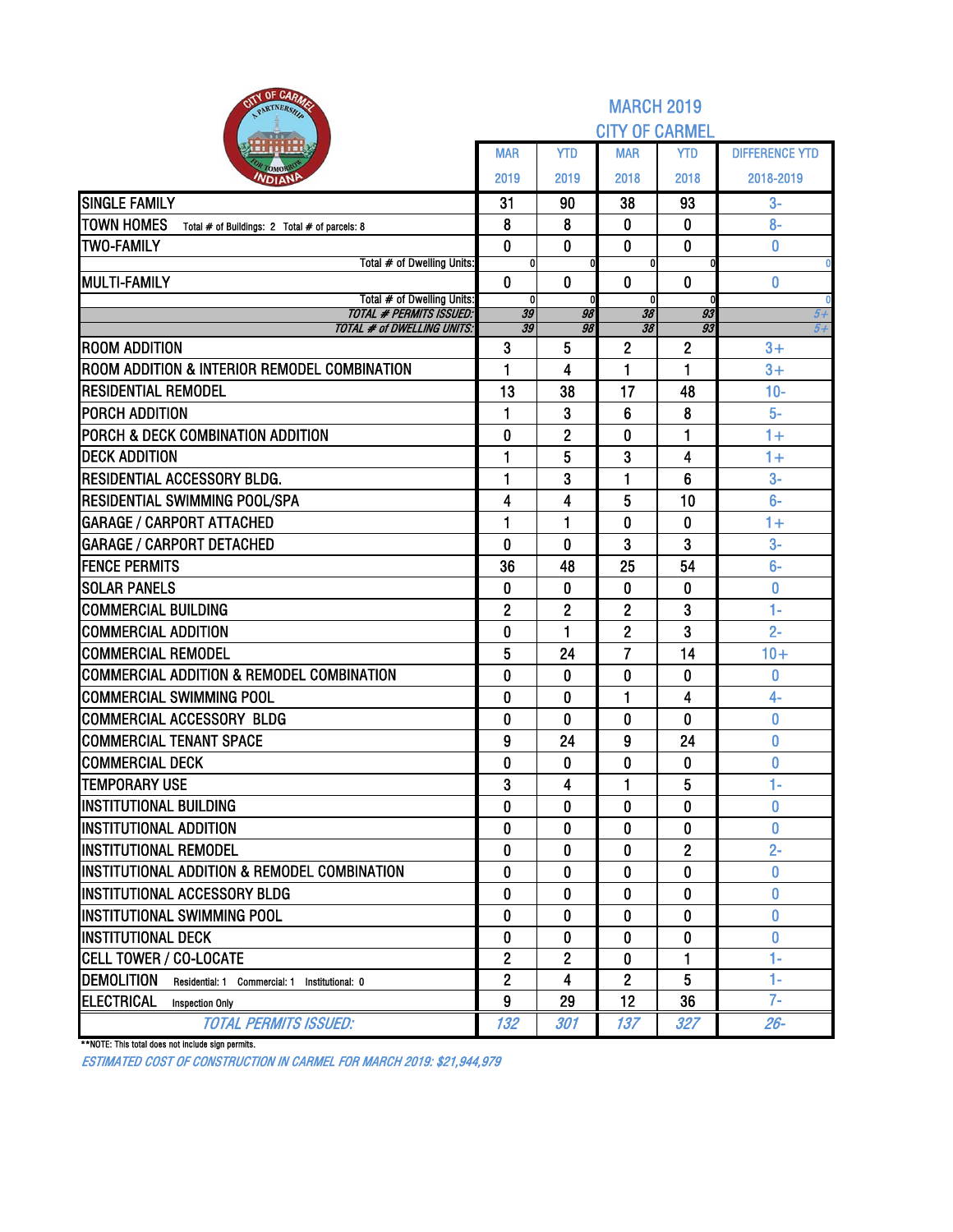# MARCH 2019

## CITY OF CARMEL

| | MAR 2019 | YTD 2019 | MAR 2018 | YTD 2018 | DIFFERENCE YTD 2018-2019 |
|---|---|---|---|---|---|
| SINGLE FAMILY | 31 | 90 | 38 | 93 | 3- |
| TOWN HOMES Total # of Buildings: 2 Total # of parcels: 8 | 8 | 8 | 0 | 0 | 8- |
| TWO-FAMILY | 0 | 0 | 0 | 0 | 0 |
| Total # of Dwelling Units: | 0 | 0 | 0 | 0 | 0 |
| MULTI-FAMILY | 0 | 0 | 0 | 0 | 0 |
| Total # of Dwelling Units: | 0 | 0 | 0 | 0 | 0 |
| *TOTAL # PERMITS ISSUED:* | *39* | *98* | *38* | *93* | *5+* |
| *TOTAL # of DWELLING UNITS:* | *39* | *98* | *38* | *93* | *5+* |
| ROOM ADDITION | 3 | 5 | 2 | 2 | 3+ |
| ROOM ADDITION & INTERIOR REMODEL COMBINATION | 1 | 4 | 1 | 1 | 3+ |
| RESIDENTIAL REMODEL | 13 | 38 | 17 | 48 | 10- |
| PORCH ADDITION | 1 | 3 | 6 | 8 | 5- |
| PORCH & DECK COMBINATION ADDITION | 0 | 2 | 0 | 1 | 1+ |
| DECK ADDITION | 1 | 5 | 3 | 4 | 1+ |
| RESIDENTIAL ACCESSORY BLDG. | 1 | 3 | 1 | 6 | 3- |
| RESIDENTIAL SWIMMING POOL/SPA | 4 | 4 | 5 | 10 | 6- |
| GARAGE / CARPORT ATTACHED | 1 | 1 | 0 | 0 | 1+ |
| GARAGE / CARPORT DETACHED | 0 | 0 | 3 | 3 | 3- |
| FENCE PERMITS | 36 | 48 | 25 | 54 | 6- |
| SOLAR PANELS | 0 | 0 | 0 | 0 | 0 |
| COMMERCIAL BUILDING | 2 | 2 | 2 | 3 | 1- |
| COMMERCIAL ADDITION | 0 | 1 | 2 | 3 | 2- |
| COMMERCIAL REMODEL | 5 | 24 | 7 | 14 | 10+ |
| COMMERCIAL ADDITION & REMODEL COMBINATION | 0 | 0 | 0 | 0 | 0 |
| COMMERCIAL SWIMMING POOL | 0 | 0 | 1 | 4 | 4- |
| COMMERCIAL ACCESSORY BLDG | 0 | 0 | 0 | 0 | 0 |
| COMMERCIAL TENANT SPACE | 9 | 24 | 9 | 24 | 0 |
| COMMERCIAL DECK | 0 | 0 | 0 | 0 | 0 |
| TEMPORARY USE | 3 | 4 | 1 | 5 | 1- |
| INSTITUTIONAL BUILDING | 0 | 0 | 0 | 0 | 0 |
| INSTITUTIONAL ADDITION | 0 | 0 | 0 | 0 | 0 |
| INSTITUTIONAL REMODEL | 0 | 0 | 0 | 2 | 2- |
| INSTITUTIONAL ADDITION & REMODEL COMBINATION | 0 | 0 | 0 | 0 | 0 |
| INSTITUTIONAL ACCESSORY BLDG | 0 | 0 | 0 | 0 | 0 |
| INSTITUTIONAL SWIMMING POOL | 0 | 0 | 0 | 0 | 0 |
| INSTITUTIONAL DECK | 0 | 0 | 0 | 0 | 0 |
| CELL TOWER / CO-LOCATE | 2 | 2 | 0 | 1 | 1- |
| DEMOLITION Residential: 1 Commercial: 1 Institutional: 0 | 2 | 4 | 2 | 5 | 1- |
| ELECTRICAL Inspection Only | 9 | 29 | 12 | 36 | 7- |
| *TOTAL PERMITS ISSUED:* | *132* | *301* | *137* | *327* | *26-* |

**NOTE: This total does not include sign permits.

*ESTIMATED COST OF CONSTRUCTION IN CARMEL FOR MARCH 2019: $21,944,979*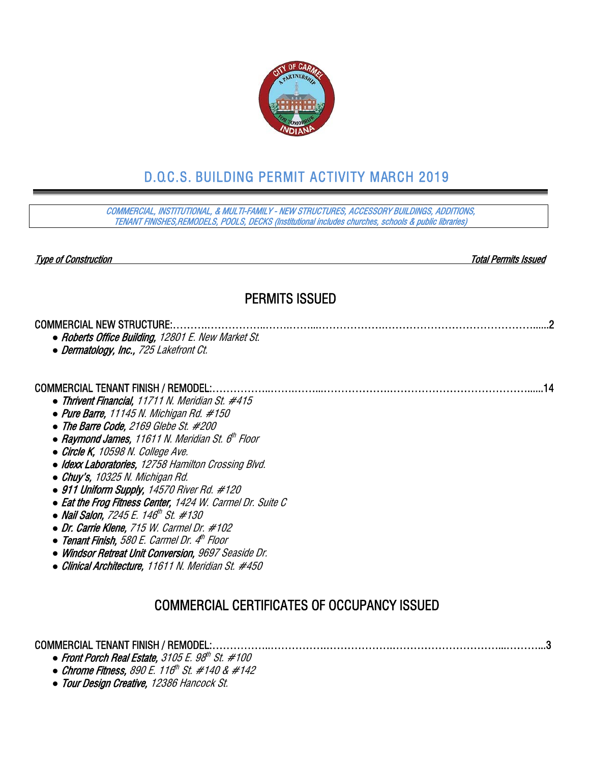# D.O.C.S. BUILDING PERMIT ACTIVITY MARCH 2019

*COMMERCIAL, INSTITUTIONAL, & MULTI-FAMILY - NEW STRUCTURES, ACCESSORY BUILDINGS, ADDITIONS, TENANT FINISHES,REMODELS, POOLS, DECKS (Institutional includes churches, schools & public libraries)*

*Type of Construction* — *Total Permits Issued*

## PERMITS ISSUED

COMMERCIAL NEW STRUCTURE:.......................................................................................................................2

- ***Roberts Office Building,*** *12801 E. New Market St.*
- ***Dermatology, Inc.,*** *725 Lakefront Ct.*

COMMERCIAL TENANT FINISH / REMODEL:................................................................................................14

- ***Thrivent Financial,*** *11711 N. Meridian St. #415*
- ***Pure Barre,*** *11145 N. Michigan Rd. #150*
- ***The Barre Code,*** *2169 Glebe St. #200*
- ***Raymond James,*** *11611 N. Meridian St. 6th Floor*
- ***Circle K,*** *10598 N. College Ave.*
- ***Idexx Laboratories,*** *12758 Hamilton Crossing Blvd.*
- ***Chuy's,*** *10325 N. Michigan Rd.*
- ***911 Uniform Supply,*** *14570 River Rd. #120*
- ***Eat the Frog Fitness Center,*** *1424 W. Carmel Dr. Suite C*
- ***Nail Salon,*** *7245 E. 146th St. #130*
- ***Dr. Carrie Klene,*** *715 W. Carmel Dr. #102*
- ***Tenant Finish,*** *580 E. Carmel Dr. 4th Floor*
- ***Windsor Retreat Unit Conversion,*** *9697 Seaside Dr.*
- ***Clinical Architecture,*** *11611 N. Meridian St. #450*

## COMMERCIAL CERTIFICATES OF OCCUPANCY ISSUED

COMMERCIAL TENANT FINISH / REMODEL:................................................................................................3

- ***Front Porch Real Estate,*** *3105 E. 98th St. #100*
- ***Chrome Fitness,*** *890 E. 116th St. #140 & #142*
- ***Tour Design Creative,*** *12386 Hancock St.*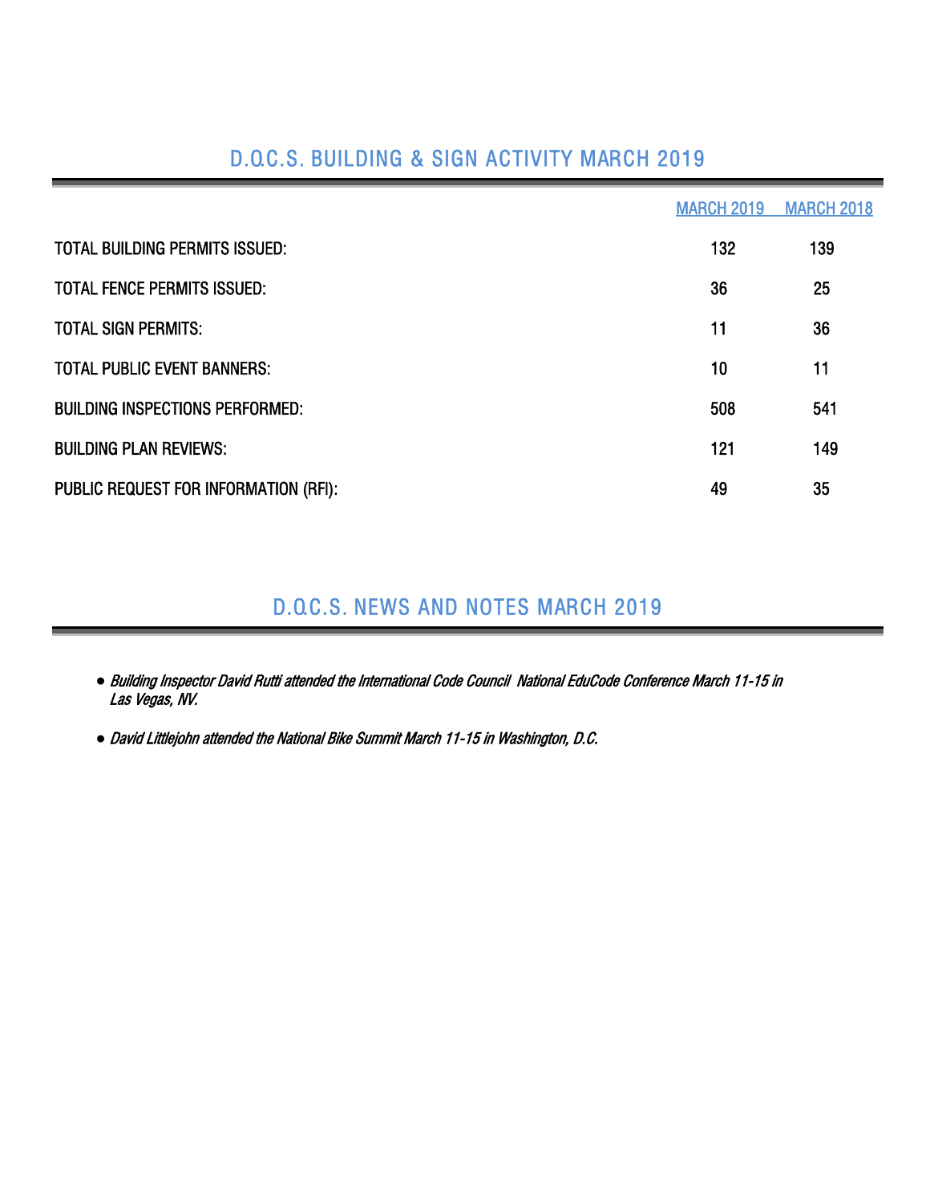## D.O.C.S. BUILDING & SIGN ACTIVITY MARCH 2019

| | MARCH 2019 | MARCH 2018 |
|---|---|---|
| TOTAL BUILDING PERMITS ISSUED: | 132 | 139 |
| TOTAL FENCE PERMITS ISSUED: | 36 | 25 |
| TOTAL SIGN PERMITS: | 11 | 36 |
| TOTAL PUBLIC EVENT BANNERS: | 10 | 11 |
| BUILDING INSPECTIONS PERFORMED: | 508 | 541 |
| BUILDING PLAN REVIEWS: | 121 | 149 |
| PUBLIC REQUEST FOR INFORMATION (RFI): | 49 | 35 |

## D.O.C.S. NEWS AND NOTES MARCH 2019

- *Building Inspector David Rutti attended the International Code Council National EduCode Conference March 11-15 in Las Vegas, NV.*
- *David Littlejohn attended the National Bike Summit March 11-15 in Washington, D.C.*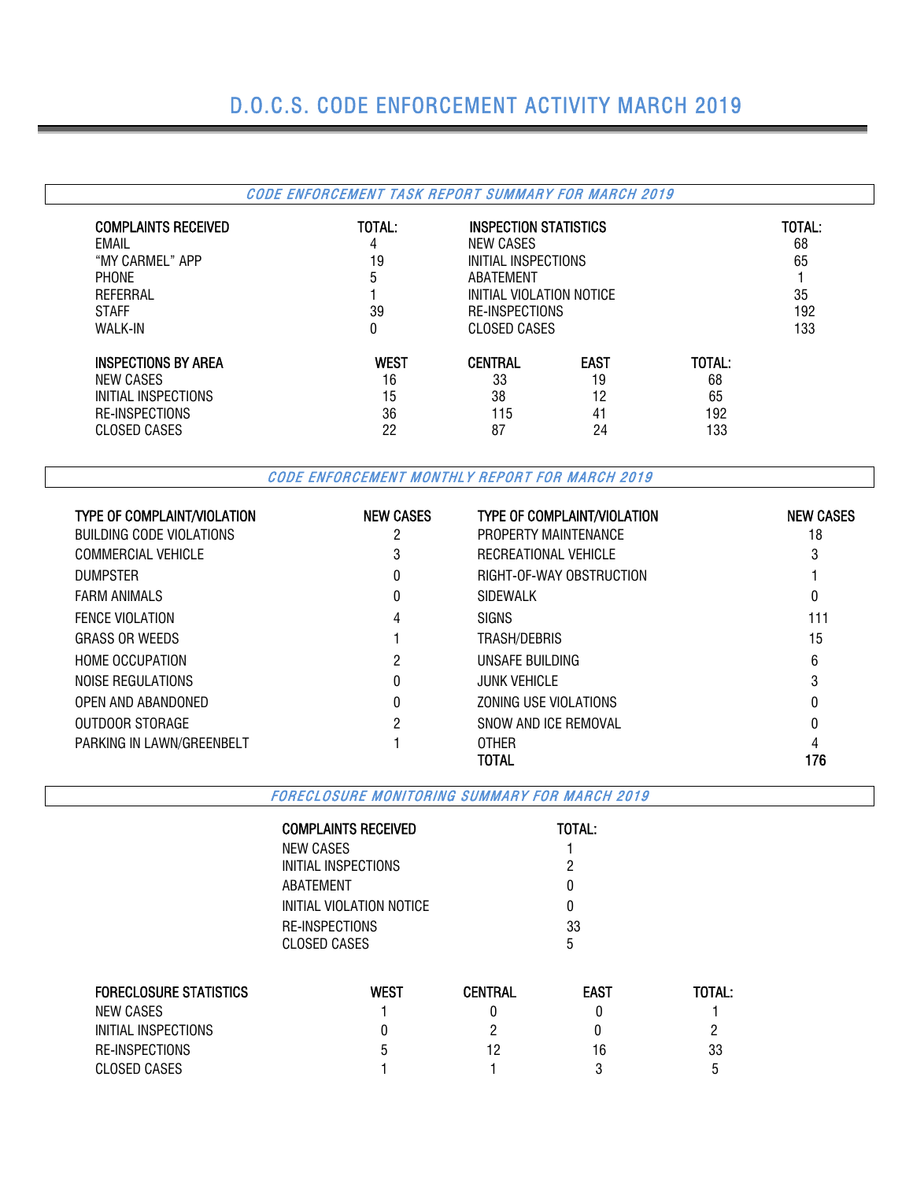# D.O.C.S. CODE ENFORCEMENT ACTIVITY MARCH 2019

## *CODE ENFORCEMENT TASK REPORT SUMMARY FOR MARCH 2019*

| COMPLAINTS RECEIVED | TOTAL: | INSPECTION STATISTICS | TOTAL: |
|---|---|---|---|
| EMAIL | 4 | NEW CASES | 68 |
| "MY CARMEL" APP | 19 | INITIAL INSPECTIONS | 65 |
| PHONE | 5 | ABATEMENT | 1 |
| REFERRAL | 1 | INITIAL VIOLATION NOTICE | 35 |
| STAFF | 39 | RE-INSPECTIONS | 192 |
| WALK-IN | 0 | CLOSED CASES | 133 |

| INSPECTIONS BY AREA | WEST | CENTRAL | EAST | TOTAL: |
|---|---|---|---|---|
| NEW CASES | 16 | 33 | 19 | 68 |
| INITIAL INSPECTIONS | 15 | 38 | 12 | 65 |
| RE-INSPECTIONS | 36 | 115 | 41 | 192 |
| CLOSED CASES | 22 | 87 | 24 | 133 |

## *CODE ENFORCEMENT MONTHLY REPORT FOR MARCH 2019*

| TYPE OF COMPLAINT/VIOLATION | NEW CASES | TYPE OF COMPLAINT/VIOLATION | NEW CASES |
|---|---|---|---|
| BUILDING CODE VIOLATIONS | 2 | PROPERTY MAINTENANCE | 18 |
| COMMERCIAL VEHICLE | 3 | RECREATIONAL VEHICLE | 3 |
| DUMPSTER | 0 | RIGHT-OF-WAY OBSTRUCTION | 1 |
| FARM ANIMALS | 0 | SIDEWALK | 0 |
| FENCE VIOLATION | 4 | SIGNS | 111 |
| GRASS OR WEEDS | 1 | TRASH/DEBRIS | 15 |
| HOME OCCUPATION | 2 | UNSAFE BUILDING | 6 |
| NOISE REGULATIONS | 0 | JUNK VEHICLE | 3 |
| OPEN AND ABANDONED | 0 | ZONING USE VIOLATIONS | 0 |
| OUTDOOR STORAGE | 2 | SNOW AND ICE REMOVAL | 0 |
| PARKING IN LAWN/GREENBELT | 1 | OTHER | 4 |
| | | **TOTAL** | **176** |

## *FORECLOSURE MONITORING SUMMARY FOR MARCH 2019*

| COMPLAINTS RECEIVED | TOTAL: |
|---|---|
| NEW CASES | 1 |
| INITIAL INSPECTIONS | 2 |
| ABATEMENT | 0 |
| INITIAL VIOLATION NOTICE | 0 |
| RE-INSPECTIONS | 33 |
| CLOSED CASES | 5 |

| FORECLOSURE STATISTICS | WEST | CENTRAL | EAST | TOTAL: |
|---|---|---|---|---|
| NEW CASES | 1 | 0 | 0 | 1 |
| INITIAL INSPECTIONS | 0 | 2 | 0 | 2 |
| RE-INSPECTIONS | 5 | 12 | 16 | 33 |
| CLOSED CASES | 1 | 1 | 3 | 5 |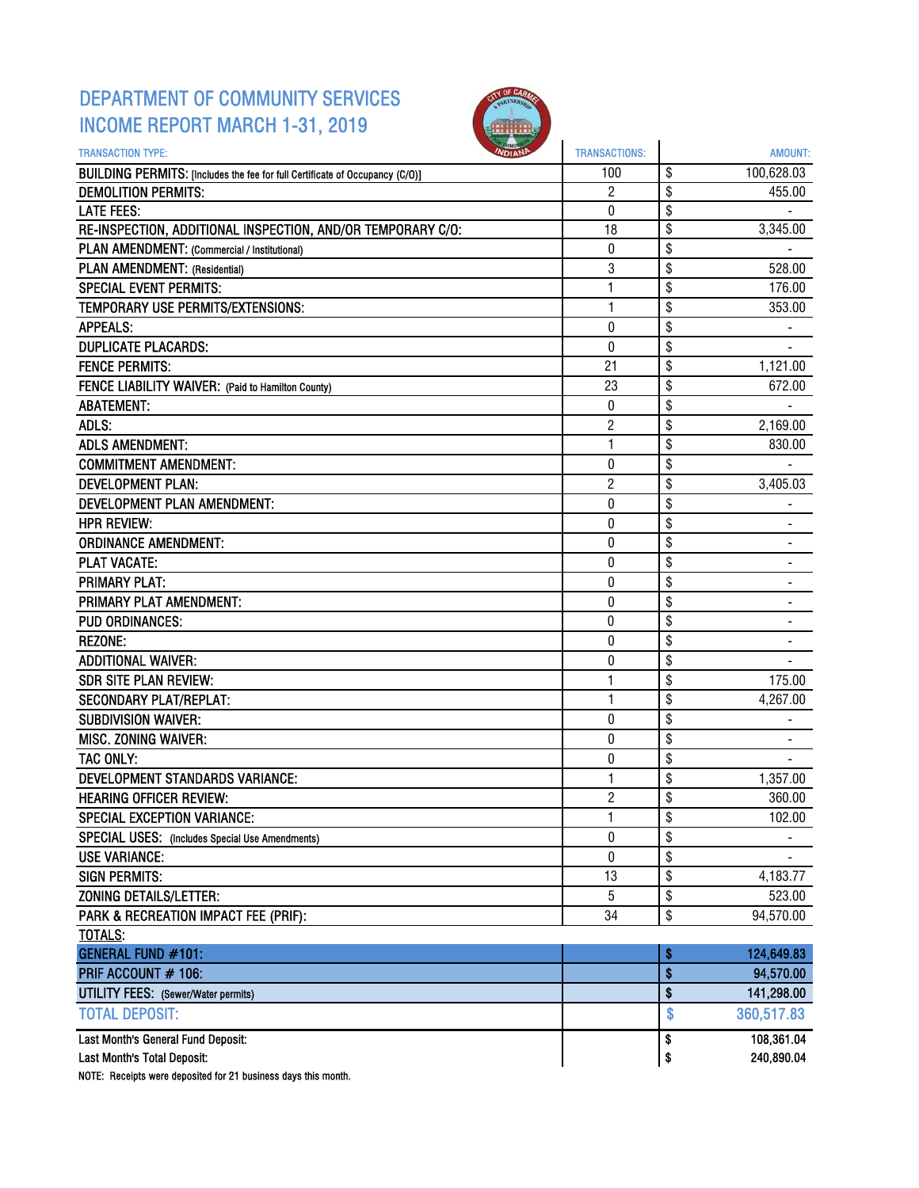# DEPARTMENT OF COMMUNITY SERVICES
# INCOME REPORT MARCH 1-31, 2019

| TRANSACTION TYPE: | TRANSACTIONS: | AMOUNT: |
|---|---|---|
| BUILDING PERMITS: [Includes the fee for full Certificate of Occupancy (C/O)] | 100 | $ 100,628.03 |
| DEMOLITION PERMITS: | 2 | $ 455.00 |
| LATE FEES: | 0 | $ - |
| RE-INSPECTION, ADDITIONAL INSPECTION, AND/OR TEMPORARY C/O: | 18 | $ 3,345.00 |
| PLAN AMENDMENT: (Commercial / Institutional) | 0 | $ - |
| PLAN AMENDMENT: (Residential) | 3 | $ 528.00 |
| SPECIAL EVENT PERMITS: | 1 | $ 176.00 |
| TEMPORARY USE PERMITS/EXTENSIONS: | 1 | $ 353.00 |
| APPEALS: | 0 | $ - |
| DUPLICATE PLACARDS: | 0 | $ - |
| FENCE PERMITS: | 21 | $ 1,121.00 |
| FENCE LIABILITY WAIVER: (Paid to Hamilton County) | 23 | $ 672.00 |
| ABATEMENT: | 0 | $ - |
| ADLS: | 2 | $ 2,169.00 |
| ADLS AMENDMENT: | 1 | $ 830.00 |
| COMMITMENT AMENDMENT: | 0 | $ - |
| DEVELOPMENT PLAN: | 2 | $ 3,405.03 |
| DEVELOPMENT PLAN AMENDMENT: | 0 | $ - |
| HPR REVIEW: | 0 | $ - |
| ORDINANCE AMENDMENT: | 0 | $ - |
| PLAT VACATE: | 0 | $ - |
| PRIMARY PLAT: | 0 | $ - |
| PRIMARY PLAT AMENDMENT: | 0 | $ - |
| PUD ORDINANCES: | 0 | $ - |
| REZONE: | 0 | $ - |
| ADDITIONAL WAIVER: | 0 | $ - |
| SDR SITE PLAN REVIEW: | 1 | $ 175.00 |
| SECONDARY PLAT/REPLAT: | 1 | $ 4,267.00 |
| SUBDIVISION WAIVER: | 0 | $ - |
| MISC. ZONING WAIVER: | 0 | $ - |
| TAC ONLY: | 0 | $ - |
| DEVELOPMENT STANDARDS VARIANCE: | 1 | $ 1,357.00 |
| HEARING OFFICER REVIEW: | 2 | $ 360.00 |
| SPECIAL EXCEPTION VARIANCE: | 1 | $ 102.00 |
| SPECIAL USES: (Includes Special Use Amendments) | 0 | $ - |
| USE VARIANCE: | 0 | $ - |
| SIGN PERMITS: | 13 | $ 4,183.77 |
| ZONING DETAILS/LETTER: | 5 | $ 523.00 |
| PARK & RECREATION IMPACT FEE (PRIF): | 34 | $ 94,570.00 |
| TOTALS: | | |
| GENERAL FUND #101: | | $ 124,649.83 |
| PRIF ACCOUNT # 106: | | $ 94,570.00 |
| UTILITY FEES: (Sewer/Water permits) | | $ 141,298.00 |
| TOTAL DEPOSIT: | | $ 360,517.83 |
| Last Month's General Fund Deposit: | | $ 108,361.04 |
| Last Month's Total Deposit: | | $ 240,890.04 |

NOTE: Receipts were deposited for 21 business days this month.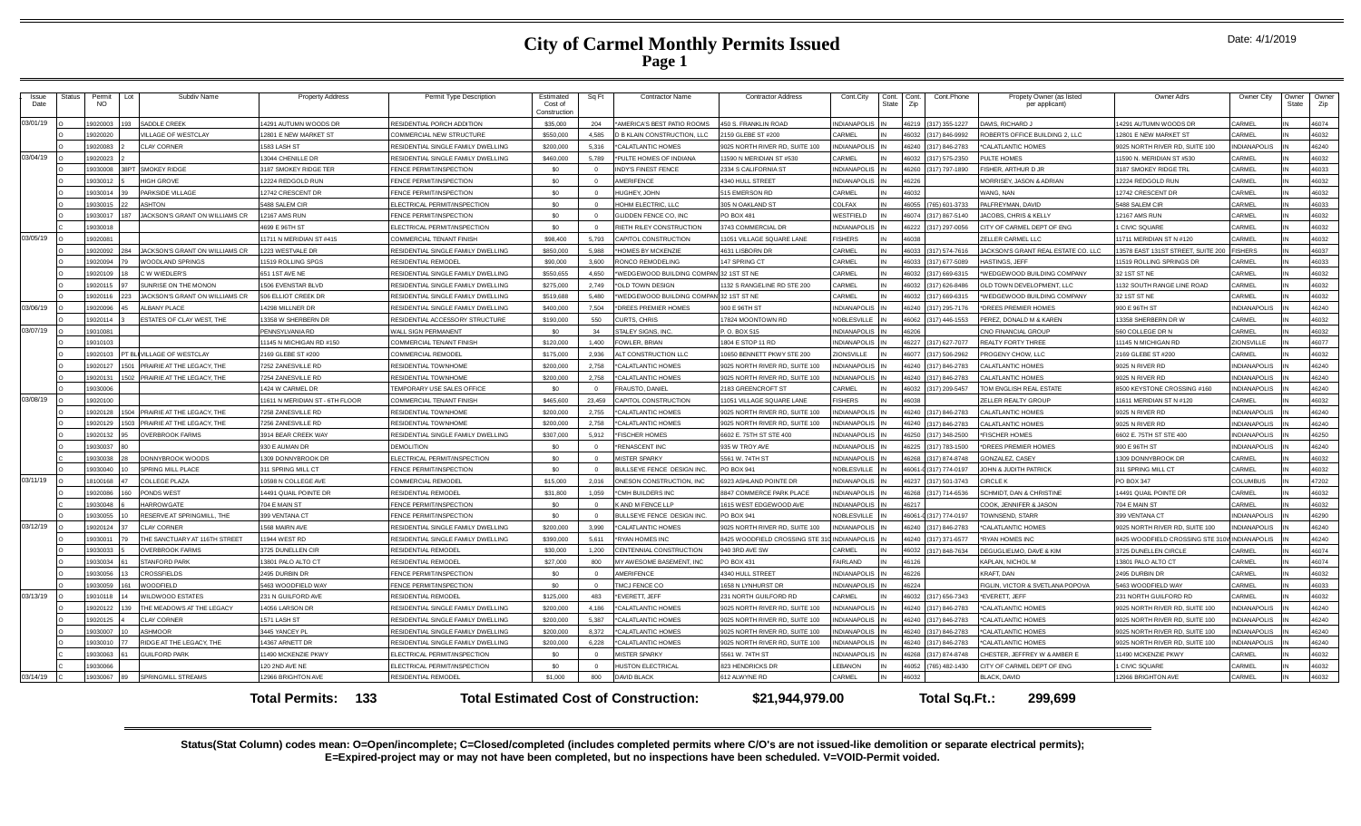# City of Carmel Monthly Permits Issued

## Page 1

Date: 4/1/2019

| Issue Date | Status | Permit NO | Lot | Subdiv Name | Property Address | Permit Type Description | Estimated Cost of Construction | Sq Ft | Contractor Name | Contractor Address | Cont.City | Cont. State | Cont. Zip | Cont.Phone | Propety Owner (as listed per applicant) | Owner Adrs | Owner City | Owner State | Owner Zip |
|---|---|---|---|---|---|---|---|---|---|---|---|---|---|---|---|---|---|---|---|
| 03/01/19 | O | 19020003 | 193 | SADDLE CREEK | 14291 AUTUMN WOODS DR | RESIDENTIAL PORCH ADDITION | $35,000 | 204 | *AMERICA'S BEST PATIO ROOMS | 450 S. FRANKLIN ROAD | INDIANAPOLIS | IN | 46219 | (317) 355-1227 | DAVIS, RICHARD J | 14291 AUTUMN WOODS DR | CARMEL | IN | 46074 |
| | O | 19020020 | | VILLAGE OF WESTCLAY | 12801 E NEW MARKET ST | COMMERCIAL NEW STRUCTURE | $550,000 | 4,585 | D B KLAIN CONSTRUCTION, LLC | 2159 GLEBE ST #200 | CARMEL | IN | 46032 | (317) 846-9992 | ROBERTS OFFICE BUILDING 2, LLC | 12801 E NEW MARKET ST | CARMEL | IN | 46032 |
| | O | 19020083 | 2 | CLAY CORNER | 1583 LASH ST | RESIDENTIAL SINGLE FAMILY DWELLING | $200,000 | 5,316 | *CALATLANTIC HOMES | 9025 NORTH RIVER RD, SUITE 100 | INDIANAPOLIS | IN | 46240 | (317) 846-2783 | *CALATLANTIC HOMES | 9025 NORTH RIVER RD, SUITE 100 | INDIANAPOLIS | IN | 46240 |
| 03/04/19 | O | 19020023 | | | 13044 CHENILLE DR | RESIDENTIAL SINGLE FAMILY DWELLING | $460,000 | 5,789 | *PULTE HOMES OF INDIANA | 11590 N MERIDIAN ST #530 | CARMEL | IN | 46032 | (317) 575-2350 | PULTE HOMES | 11590 N. MERIDIAN ST #530 | CARMEL | IN | 46032 |
| | O | 19030008 | 38PT | SMOKEY RIDGE | 3187 SMOKEY RIDGE TER | FENCE PERMIT/INSPECTION | $0 | 0 | INDY'S FINEST FENCE | 2334 S CALIFORNIA ST | INDIANAPOLIS | IN | 46260 | (317) 797-1890 | FISHER, ARTHUR D JR | 3187 SMOKEY RIDGE TRL | CARMEL | IN | 46033 |
| | O | 19030012 | 5 | HIGH GROVE | 12224 REDGOLD RUN | FENCE PERMIT/INSPECTION | $0 | 0 | AMERIFENCE | 4340 HULL STREET | INDIANAPOLIS | IN | 46226 | | MORRISEY, JASON & ADRIAN | 12224 REDGOLD RUN | CARMEL | IN | 46032 |
| | O | 19030014 | 39 | PARKSIDE VILLAGE | 12742 CRESCENT DR | FENCE PERMIT/INSPECTION | $0 | 0 | HUGHEY, JOHN | 515 EMERSON RD | CARMEL | IN | 46032 | | WANG, NAN | 12742 CRESCENT DR | CARMEL | IN | 46032 |
| | O | 19030015 | 22 | ASHTON | 5488 SALEM CIR | ELECTRICAL PERMIT/INSPECTION | $0 | 0 | HOHM ELECTRIC, LLC | 305 N OAKLAND ST | COLFAX | IN | 46035 | (765) 601-3733 | PALFREYMAN, DAVID | 5488 SALEM CIR | CARMEL | IN | 46033 |
| | O | 19030017 | 187 | JACKSON'S GRANT ON WILLIAMS CR | 12167 AMS RUN | FENCE PERMIT/INSPECTION | $0 | 0 | GLIDDEN FENCE CO, INC | PO BOX 481 | WESTFIELD | IN | 46074 | (317) 867-5140 | JACOBS, CHRIS & KELLY | 12167 AMS RUN | CARMEL | IN | 46032 |
| | C | 19030018 | | | 4699 E 96TH ST | ELECTRICAL PERMIT/INSPECTION | $0 | 0 | RIETH RILEY CONSTRUCTION | 3743 COMMERCIAL DR | INDIANAPOLIS | IN | 46222 | (317) 297-0056 | CITY OF CARMEL DEPT OF ENG | 1 CIVIC SQUARE | CARMEL | IN | 46032 |
| 03/05/19 | O | 19020081 | | | 11711 N MERIDIAN ST #415 | COMMERCIAL TENANT FINISH | $98,400 | 5,793 | CAPITOL CONSTRUCTION | 11051 VILLAGE SQUARE LANE | FISHERS | IN | 46038 | | ZELLER CARMEL LLC | 11711 MERIDIAN ST N #120 | CARMEL | IN | 46032 |
| | O | 19020092 | 284 | JACKSON'S GRANT ON WILLIAMS CR | 1223 WESTVALE DR | RESIDENTIAL SINGLE FAMILY DWELLING | $850,000 | 5,988 | *HOMES BY MCKENZIE | 4631 LISBORN DR | CARMEL | IN | 46033 | (317) 574-7616 | JACKSON'S GRANT REAL ESTATE CO. LLC | 13578 EAST 131ST STREET, SUITE 200 | FISHERS | IN | 46037 |
| | O | 19020094 | 79 | WOODLAND SPRINGS | 11519 ROLLING SPGS | RESIDENTIAL REMODEL | $90,000 | 3,600 | RONCO REMODELING | 147 SPRING CT | CARMEL | IN | 46033 | (317) 677-5089 | HASTINGS, JEFF | 11519 ROLLING SPRINGS DR | CARMEL | IN | 46033 |
| | O | 19020109 | 18 | C W WIEDLER'S | 651 1ST AVE NE | RESIDENTIAL SINGLE FAMILY DWELLING | $550,655 | 4,650 | *WEDGEWOOD BUILDING COMPANY | 32 1ST ST NE | CARMEL | IN | 46032 | (317) 669-6315 | *WEDGEWOOD BUILDING COMPANY | 32 1ST ST NE | CARMEL | IN | 46032 |
| | O | 19020115 | 97 | SUNRISE ON THE MONON | 1506 EVENSTAR BLVD | RESIDENTIAL SINGLE FAMILY DWELLING | $275,000 | 2,749 | *OLD TOWN DESIGN | 1132 S RANGELINE RD STE 200 | CARMEL | IN | 46032 | (317) 626-8486 | OLD TOWN DEVELOPMENT, LLC | 1132 SOUTH RANGE LINE ROAD | CARMEL | IN | 46032 |
| | O | 19020116 | 223 | JACKSON'S GRANT ON WILLIAMS CR | 506 ELLIOT CREEK DR | RESIDENTIAL SINGLE FAMILY DWELLING | $519,688 | 5,480 | *WEDGEWOOD BUILDING COMPANY | 32 1ST ST NE | CARMEL | IN | 46032 | (317) 669-6315 | *WEDGEWOOD BUILDING COMPANY | 32 1ST ST NE | CARMEL | IN | 46032 |
| 03/06/19 | O | 19020096 | 45 | ALBANY PLACE | 14298 MILLNER DR | RESIDENTIAL SINGLE FAMILY DWELLING | $400,000 | 7,504 | *DREES PREMIER HOMES | 900 E 96TH ST | INDIANAPOLIS | IN | 46240 | (317) 295-7176 | *DREES PREMIER HOMES | 900 E 96TH ST | INDIANAPOLIS | IN | 46240 |
| | O | 19020114 | 3 | ESTATES OF CLAY WEST, THE | 13358 W SHERBERN DR | RESIDENTIAL ACCESSORY STRUCTURE | $190,000 | 550 | CURTS, CHRIS | 17824 MOONTOWN RD | NOBLESVILLE | IN | 46062 | (317) 446-1553 | PEREZ, DONALD M & KAREN | 13358 SHERBERN DR W | CARMEL | IN | 46032 |
| 03/07/19 | O | 19010081 | | | PENNSYLVANIA RD | WALL SIGN PERMANENT | $0 | 34 | STALEY SIGNS, INC. | P. O. BOX 515 | INDIANAPOLIS | IN | 46206 | | CNO FINANCIAL GROUP | 560 COLLEGE DR N | CARMEL | IN | 46032 |
| | O | 19010103 | | | 11145 N MICHIGAN RD #150 | COMMERCIAL TENANT FINISH | $120,000 | 1,400 | FOWLER, BRIAN | 1804 E STOP 11 RD | INDIANAPOLIS | IN | 46227 | (317) 627-7077 | REALTY FORTY THREE | 11145 N MICHIGAN RD | ZIONSVILLE | IN | 46077 |
| | O | 19020103 | PT BL | VILLAGE OF WESTCLAY | 2169 GLEBE ST #200 | COMMERCIAL REMODEL | $175,000 | 2,936 | ALT CONSTRUCTION LLC | 10650 BENNETT PKWY STE 200 | ZIONSVILLE | IN | 46077 | (317) 506-2962 | PROGENY CHOW, LLC | 2169 GLEBE ST #200 | CARMEL | IN | 46032 |
| | O | 19020127 | 1501 | PRAIRIE AT THE LEGACY, THE | 7252 ZANESVILLE RD | RESIDENTIAL TOWNHOME | $200,000 | 2,758 | *CALATLANTIC HOMES | 9025 NORTH RIVER RD, SUITE 100 | INDIANAPOLIS | IN | 46240 | (317) 846-2783 | CALATLANTIC HOMES | 9025 N RIVER RD | INDIANAPOLIS | IN | 46240 |
| | O | 19020131 | 1502 | PRAIRIE AT THE LEGACY, THE | 7254 ZANESVILLE RD | RESIDENTIAL TOWNHOME | $200,000 | 2,758 | *CALATLANTIC HOMES | 9025 NORTH RIVER RD, SUITE 100 | INDIANAPOLIS | IN | 46240 | (317) 846-2783 | CALATLANTIC HOMES | 9025 N RIVER RD | INDIANAPOLIS | IN | 46240 |
| | O | 19030006 | | | 1424 W CARMEL DR | TEMPORARY USE SALES OFFICE | $0 | 0 | FRAUSTO, DANIEL | 2183 GREENCROFT ST | CARMEL | IN | 46032 | (317) 209-5457 | TOM ENGLISH REAL ESTATE | 8500 KEYSTONE CROSSING #160 | INDIANAPOLIS | IN | 46240 |
| 03/08/19 | O | 19020100 | | | 11611 N MERIDIAN ST - 6TH FLOOR | COMMERCIAL TENANT FINISH | $465,600 | 23,459 | CAPITOL CONSTRUCTION | 11051 VILLAGE SQUARE LANE | FISHERS | IN | 46038 | | ZELLER REALTY GROUP | 11611 MERIDIAN ST N #120 | CARMEL | IN | 46032 |
| | O | 19020128 | 1504 | PRAIRIE AT THE LEGACY, THE | 7258 ZANESVILLE RD | RESIDENTIAL TOWNHOME | $200,000 | 2,755 | *CALATLANTIC HOMES | 9025 NORTH RIVER RD, SUITE 100 | INDIANAPOLIS | IN | 46240 | (317) 846-2783 | CALATLANTIC HOMES | 9025 N RIVER RD | INDIANAPOLIS | IN | 46240 |
| | O | 19020129 | 1503 | PRAIRIE AT THE LEGACY, THE | 7256 ZANESVILLE RD | RESIDENTIAL TOWNHOME | $200,000 | 2,758 | *CALATLANTIC HOMES | 9025 NORTH RIVER RD, SUITE 100 | INDIANAPOLIS | IN | 46240 | (317) 846-2783 | CALATLANTIC HOMES | 9025 N RIVER RD | INDIANAPOLIS | IN | 46240 |
| | O | 19020132 | 95 | OVERBROOK FARMS | 3914 BEAR CREEK WAY | RESIDENTIAL SINGLE FAMILY DWELLING | $307,000 | 5,912 | *FISCHER HOMES | 6602 E. 75TH ST STE 400 | INDIANAPOLIS | IN | 46250 | (317) 348-2500 | *FISCHER HOMES | 6602 E. 75TH ST STE 400 | INDIANAPOLIS | IN | 46250 |
| | O | 19030037 | 80 | | 930 E AUMAN DR | DEMOLITION | $0 | 0 | *RENASCENT INC | 935 W TROY AVE | INDIANAPOLIS | IN | 46225 | (317) 783-1500 | *DREES PREMIER HOMES | 900 E 96TH ST | INDIANAPOLIS | IN | 46240 |
| | C | 19030038 | 28 | DONNYBROOK WOODS | 1309 DONNYBROOK DR | ELECTRICAL PERMIT/INSPECTION | $0 | 0 | MISTER SPARKY | 5561 W. 74TH ST | INDIANAPOLIS | IN | 46268 | (317) 874-8748 | GONZALEZ, CASEY | 1309 DONNYBROOK DR | CARMEL | IN | 46032 |
| | O | 19030040 | 10 | SPRING MILL PLACE | 311 SPRING MILL CT | FENCE PERMIT/INSPECTION | $0 | 0 | BULLSEYE FENCE DESIGN INC. | PO BOX 941 | NOBLESVILLE | IN | 46061-0 | (317) 774-0197 | JOHN & JUDITH PATRICK | 311 SPRING MILL CT | CARMEL | IN | 46032 |
| 03/11/19 | O | 18100168 | 47 | COLLEGE PLAZA | 10598 N COLLEGE AVE | COMMERCIAL REMODEL | $15,000 | 2,016 | ONESON CONSTRUCTION, INC | 6923 ASHLAND POINTE DR | INDIANAPOLIS | IN | 46237 | (317) 501-3743 | CIRCLE K | PO BOX 347 | COLUMBUS | IN | 47202 |
| | O | 19020086 | 160 | PONDS WEST | 14491 QUAIL POINTE DR | RESIDENTIAL REMODEL | $31,800 | 1,059 | *CMH BUILDERS INC | 8847 COMMERCE PARK PLACE | INDIANAPOLIS | IN | 46268 | (317) 714-6536 | SCHMIDT, DAN & CHRISTINE | 14491 QUAIL POINTE DR | CARMEL | IN | 46032 |
| | O | 19030048 | 6 | HARROWGATE | 704 E MAIN ST | FENCE PERMIT/INSPECTION | $0 | 0 | K AND M FENCE LLP | 1615 WEST EDGEWOOD AVE | INDIANAPOLIS | IN | 46217 | | COOK, JENNIFER & JASON | 704 E MAIN ST | CARMEL | IN | 46032 |
| | O | 19030055 | 10 | RESERVE AT SPRINGMILL, THE | 399 VENTANA CT | FENCE PERMIT/INSPECTION | $0 | 0 | BULLSEYE FENCE DESIGN INC. | PO BOX 941 | NOBLESVILLE | IN | 46061-0 | (317) 774-0197 | TOWNSEND, STARR | 399 VENTANA CT | INDIANAPOLIS | IN | 46290 |
| 03/12/19 | O | 19020124 | 37 | CLAY CORNER | 1568 MAIRN AVE | RESIDENTIAL SINGLE FAMILY DWELLING | $200,000 | 3,990 | *CALATLANTIC HOMES | 9025 NORTH RIVER RD, SUITE 100 | INDIANAPOLIS | IN | 46240 | (317) 846-2783 | *CALATLANTIC HOMES | 9025 NORTH RIVER RD, SUITE 100 | INDIANAPOLIS | IN | 46240 |
| | O | 19030011 | 79 | THE SANCTUARY AT 116TH STREET | 11944 WEST RD | RESIDENTIAL SINGLE FAMILY DWELLING | $390,000 | 5,611 | *RYAN HOMES INC | 8425 WOODFIELD CROSSING STE 310 | INDIANAPOLIS | IN | 46240 | (317) 371-6577 | *RYAN HOMES INC | 8425 WOODFIELD CROSSING STE 310W | INDIANAPOLIS | IN | 46240 |
| | O | 19030033 | 5 | OVERBROOK FARMS | 3725 DUNELLEN CIR | RESIDENTIAL REMODEL | $30,000 | 1,200 | CENTENNIAL CONSTRUCTION | 940 3RD AVE SW | CARMEL | IN | 46032 | (317) 848-7634 | DEGUGLIELMO, DAVE & KIM | 3725 DUNELLEN CIRCLE | CARMEL | IN | 46074 |
| | O | 19030034 | 61 | STANFORD PARK | 13801 PALO ALTO CT | RESIDENTIAL REMODEL | $27,000 | 800 | MY AWESOME BASEMENT, INC | PO BOX 431 | FAIRLAND | IN | 46126 | | KAPLAN, NICHOL M | 13801 PALO ALTO CT | CARMEL | IN | 46074 |
| | O | 19030056 | 13 | CROSSFIELDS | 2495 DURBIN DR | FENCE PERMIT/INSPECTION | $0 | 0 | AMERIFENCE | 4340 HULL STREET | INDIANAPOLIS | IN | 46226 | | KRAFT, DAN | 2495 DURBIN DR | CARMEL | IN | 46032 |
| | O | 19030059 | 161 | WOODFIELD | 5463 WOODFIELD WAY | FENCE PERMIT/INSPECTION | $0 | 0 | TMCJ FENCE CO | 1658 N LYNHURST DR | INDIANAPOLIS | IN | 46224 | | FIGLIN, VICTOR & SVETLANA POPOVA | 5463 WOODFIELD WAY | CARMEL | IN | 46033 |
| 03/13/19 | O | 19010118 | 14 | WILDWOOD ESTATES | 231 N GUILFORD AVE | RESIDENTIAL REMODEL | $125,000 | 483 | *EVERETT, JEFF | 231 NORTH GUILFORD RD | CARMEL | IN | 46032 | (317) 656-7343 | *EVERETT, JEFF | 231 NORTH GUILFORD RD | CARMEL | IN | 46032 |
| | O | 19020122 | 139 | THE MEADOWS AT THE LEGACY | 14056 LARSON DR | RESIDENTIAL SINGLE FAMILY DWELLING | $200,000 | 4,186 | *CALATLANTIC HOMES | 9025 NORTH RIVER RD, SUITE 100 | INDIANAPOLIS | IN | 46240 | (317) 846-2783 | *CALATLANTIC HOMES | 9025 NORTH RIVER RD, SUITE 100 | INDIANAPOLIS | IN | 46240 |
| | O | 19020125 | 4 | CLAY CORNER | 1571 LASH ST | RESIDENTIAL SINGLE FAMILY DWELLING | $200,000 | 5,387 | *CALATLANTIC HOMES | 9025 NORTH RIVER RD, SUITE 100 | INDIANAPOLIS | IN | 46240 | (317) 846-2783 | *CALATLANTIC HOMES | 9025 NORTH RIVER RD, SUITE 100 | INDIANAPOLIS | IN | 46240 |
| | O | 19030007 | 10 | ASHMOOR | 3445 YANCEY PL | RESIDENTIAL SINGLE FAMILY DWELLING | $200,000 | 8,372 | *CALATLANTIC HOMES | 9025 NORTH RIVER RD, SUITE 100 | INDIANAPOLIS | IN | 46240 | (317) 846-2783 | *CALATLANTIC HOMES | 9025 NORTH RIVER RD, SUITE 100 | INDIANAPOLIS | IN | 46240 |
| | O | 19030010 | 77 | RIDGE AT THE LEGACY, THE | 14367 ARNETT DR | RESIDENTIAL SINGLE FAMILY DWELLING | $200,000 | 6,228 | *CALATLANTIC HOMES | 9025 NORTH RIVER RD, SUITE 100 | INDIANAPOLIS | IN | 46240 | (317) 846-2783 | *CALATLANTIC HOMES | 9025 NORTH RIVER RD, SUITE 100 | INDIANAPOLIS | IN | 46240 |
| | C | 19030063 | 61 | GUILFORD PARK | 11490 MCKENZIE PKWY | ELECTRICAL PERMIT/INSPECTION | $0 | 0 | MISTER SPARKY | 5561 W. 74TH ST | INDIANAPOLIS | IN | 46268 | (317) 874-8748 | CHESTER, JEFFREY W & AMBER E | 11490 MCKENZIE PKWY | CARMEL | IN | 46032 |
| | C | 19030066 | | | 120 2ND AVE NE | ELECTRICAL PERMIT/INSPECTION | $0 | 0 | HUSTON ELECTRICAL | 823 HENDRICKS DR | LEBANON | IN | 46052 | (765) 482-1430 | CITY OF CARMEL DEPT OF ENG | 1 CIVIC SQUARE | CARMEL | IN | 46032 |
| 03/14/19 | C | 19030067 | 89 | SPRINGMILL STREAMS | 12966 BRIGHTON AVE | RESIDENTIAL REMODEL | $1,000 | 800 | DAVID BLACK | 612 ALWYNE RD | CARMEL | IN | 46032 | | BLACK, DAVID | 12966 BRIGHTON AVE | CARMEL | IN | 46032 |

**Total Permits: 133** **Total Estimated Cost of Construction: $21,944,979.00** **Total Sq.Ft.: 299,699**

**Status(Stat Column) codes mean: O=Open/incomplete; C=Closed/completed (includes completed permits where C/O's are not issued-like demolition or separate electrical permits); E=Expired-project may or may not have been completed, but no inspections have been scheduled. V=VOID-Permit voided.**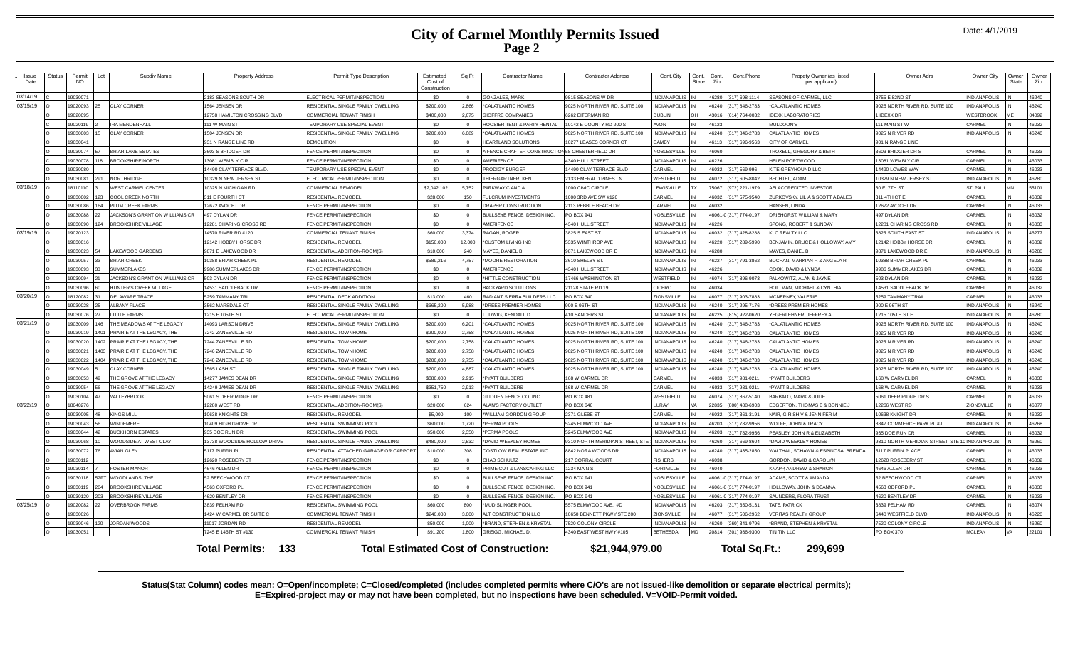# City of Carmel Monthly Permits Issued
## Page 2

Date: 4/1/2019

| Issue Date | Status | Permit NO | Lot | Subdiv Name | Property Address | Permit Type Description | Estimated Cost of Construction | Sq Ft | Contractor Name | Contractor Address | Cont.City | Cont. State | Cont. Zip | Cont.Phone | Propety Owner (as listed per applicant) | Owner Adrs | Owner City | Owner State | Owner Zip |
|---|---|---|---|---|---|---|---|---|---|---|---|---|---|---|---|---|---|---|---|
| 03/14/19... | C | 19030071 | | | 2183 SEASONS SOUTH DR | ELECTRICAL PERMIT/INSPECTION | $0 | 0 | GONZALES, MARK | 9815 SEASONS W DR | INDIANAPOLIS | IN | 46280 | (317) 698-1114 | SEASONS OF CARMEL, LLC | 3755 E 82ND ST | INDIANAPOLIS | IN | 46240 |
| 03/15/19 | O | 19020093 | 25 | CLAY CORNER | 1564 JENSEN DR | RESIDENTIAL SINGLE FAMILY DWELLING | $200,000 | 2,866 | *CALATLANTIC HOMES | 9025 NORTH RIVER RD, SUITE 100 | INDIANAPOLIS | IN | 46240 | (317) 846-2783 | *CALATLANTIC HOMES | 9025 NORTH RIVER RD, SUITE 100 | INDIANAPOLIS | IN | 46240 |
| | O | 19020095 | | | 12758 HAMILTON CROSSING BLVD | COMMERCIAL TENANT FINISH | $400,000 | 2,675 | GIOFFRE COMPANIES | 6262 EITERMAN RD | DUBLIN | OH | 43016 | (614) 764-0032 | IDEXX LABORATORIES | 1 IDEXX DR | WESTBROOK | ME | 04092 |
| | C | 19020119 | 2 | IRA MENDENHALL | 111 W MAIN ST | TEMPORARY USE SPECIAL EVENT | $0 | 0 | HOOSIER TENT & PARTY RENTAL | 10142 E COUNTY RD 200 S | AVON | IN | 46123 | | MULDOON'S | 111 MAIN ST W | CARMEL | IN | 46032 |
| | O | 19030003 | 15 | CLAY CORNER | 1504 JENSEN DR | RESIDENTIAL SINGLE FAMILY DWELLING | $200,000 | 6,089 | *CALATLANTIC HOMES | 9025 NORTH RIVER RD, SUITE 100 | INDIANAPOLIS | IN | 46240 | (317) 846-2783 | CALATLANTIC HOMES | 9025 N RIVER RD | INDIANAPOLIS | IN | 46240 |
| | O | 19030041 | | | 931 N RANGE LINE RD | DEMOLITION | $0 | 0 | HEARTLAND SOLUTIONS | 10277 LEASES CORNER CT | CAMBY | IN | 46113 | (317) 696-9563 | CITY OF CARMEL | 901 N RANGE LINE | | | |
| | O | 19030074 | 57 | BRIAR LANE ESTATES | 3603 S BRIDGER DR | FENCE PERMIT/INSPECTION | $0 | 0 | A FENCE CRAFTER CONSTRUCTION | 58 CHESTERFIELD DR | NOBLESVILLE | IN | 46060 | | TROXELL, GREGORY & BETH | 3603 BRIDGER DR S | CARMEL | IN | 46033 |
| | C | 19030078 | 118 | BROOKSHIRE NORTH | 13081 WEMBLY CIR | FENCE PERMIT/INSPECTION | $0 | 0 | AMERIFENCE | 4340 HULL STREET | INDIANAPOLIS | IN | 46226 | | HELEN PORTWOOD | 13081 WEMBLY CIR | CARMEL | IN | 46033 |
| | O | 19030080 | | | 14490 CLAY TERRACE BLVD. | TEMPORARY USE SPECIAL EVENT | $0 | 0 | PRODIGY BURGER | 14490 CLAY TERRACE BLVD | CARMEL | IN | 46032 | (317) 569-996 | KITE GREYHOUND LLC | 14490 LOWES WAY | CARMEL | IN | 46033 |
| | O | 19030081 | 291 | NORTHRIDGE | 10329 N NEW JERSEY ST | ELECTRICAL PERMIT/INSPECTION | $0 | 0 | THIERGARTNER, KEN | 2133 EMERALD PINES LN | WESTFIELD | IN | 46072 | (317) 605-8042 | BECHTEL, ADAM | 10329 N NEW JERSEY ST | INDIANAPOLIS | IN | 46280 |
| 03/18/19 | O | 18110110 | 3 | WEST CARMEL CENTER | 10325 N MICHIGAN RD | COMMERCIAL REMODEL | $2,042,102 | 5,752 | PARKWAY C AND A | 1000 CIVIC CIRCLE | LEWISVILLE | TX | 75067 | (972) 221-1979 | AEI ACCREDITED INVESTOR | 30 E. 7TH ST. | ST. PAUL | MN | 55101 |
| | O | 19030002 | 123 | COOL CREEK NORTH | 311 E FOURTH CT | RESIDENTIAL REMODEL | $28,000 | 150 | FULCRUM INVESTMENTS | 1000 3RD AVE SW #120 | CARMEL | IN | 46032 | (317) 575-9540 | ZURKOVSKY, LILIA & SCOTT A BALES | 311 4TH CT E | CARMEL | IN | 46032 |
| | O | 19030086 | 164 | PLUM CREEK FARMS | 12672 AVOCET DR | FENCE PERMIT/INSPECTION | $0 | 0 | DRAPER CONSTRUCTION | 2113 PEBBLE BEACH DR | CARMEL | IN | 46032 | | HANSEN, LINDA | 12672 AVOCET DR | CARMEL | IN | 46033 |
| | O | 19030088 | 22 | JACKSON'S GRANT ON WILLIAMS CR | 497 DYLAN DR | FENCE PERMIT/INSPECTION | $0 | 0 | BULLSEYE FENCE DESIGN INC. | PO BOX 941 | NOBLESVILLE | IN | 46061-0 | (317) 774-0197 | DRIEHORST, WILLIAM & MARY | 497 DYLAN DR | CARMEL | IN | 46032 |
| | O | 19030090 | 124 | BROOKSHIRE VILLAGE | 12281 CHARING CROSS RD | FENCE PERMIT/INSPECTION | $0 | 0 | AMERIFENCE | 4340 HULL STREET | INDIANAPOLIS | IN | 46226 | | SPONG, ROBERT & SUNDAY | 12281 CHARING CROSS RD | CARMEL | IN | 46033 |
| 03/19/19 | O | 19020123 | | | 14570 RIVER RD #120 | COMMERCIAL TENANT FINISH | $60,000 | 3,374 | RAGAN, ROGER | 3825 S EAST ST | INDIANAPOLIS | IN | 46032 | (317) 428-8288 | KLC REALTY LLC | 3825 SOUTH EAST ST | INDIANAPOLIS | IN | 46277 |
| | O | 19030016 | | | 12142 HOBBY HORSE DR | RESIDENTIAL REMODEL | $150,000 | 12,000 | *CUSTOM LIVING INC | 5335 WINTHROP AVE | INDIANAPOLIS | IN | 46220 | (317) 289-5990 | BENJAMIN, BRUCE & HOLLOWAY, AMY | 12142 HOBBY HORSE DR | CARMEL | IN | 46032 |
| | O | 19030023 | 54 | LAKEWOOD GARDENS | 9871 E LAKEWOOD DR | RESIDENTIAL ADDITION-ROOM(S) | $10,000 | 240 | MAYES, DANIEL B | 9871 LAKEWOOD DR E | INDIANAPOLIS | IN | 46280 | | MAYES, DANIEL B | 9871 LAKEWOOD DR E | INDIANAPOLIS | IN | 46280 |
| | O | 19030057 | 33 | BRIAR CREEK | 10388 BRIAR CREEK PL | RESIDENTIAL REMODEL | $589,216 | 4,757 | *MOORE RESTORATION | 3610 SHELBY ST. | INDIANAPOLIS | IN | 46227 | (317) 791-3862 | BOCHAN, MARKIAN R & ANGELA R | 10388 BRIAR CREEK PL | CARMEL | IN | 46033 |
| | O | 19030093 | 30 | SUMMERLAKES | 9986 SUMMERLAKES DR | FENCE PERMIT/INSPECTION | $0 | 0 | AMERIFENCE | 4340 HULL STREET | INDIANAPOLIS | IN | 46226 | | COOK, DAVID & LYNDA | 9986 SUMMERLAKES DR | CARMEL | IN | 46032 |
| | O | 19030094 | 21 | JACKSON'S GRANT ON WILLIAMS CR | 503 DYLAN DR | FENCE PERMIT/INSPECTION | $0 | 0 | *HITTLE CONSTRUCTION | 17466 WASHINGTON ST | WESTFIELD | IN | 46074 | (317) 896-9073 | PALKOWITZ, ALAN & JAYNE | 503 DYLAN DR | CARMEL | IN | 46032 |
| | O | 19030096 | 60 | HUNTER'S CREEK VILLAGE | 14531 SADDLEBACK DR | FENCE PERMIT/INSPECTION | $0 | 0 | BACKYARD SOLUTIONS | 21128 STATE RD 19 | CICERO | IN | 46034 | | HOLTMAN, MICHAEL & CYNTHIA | 14531 SADDLEBACK DR | CARMEL | IN | 46032 |
| 03/20/19 | O | 18120082 | 31 | DELAWARE TRACE | 5259 TAMMANY TRL | RESIDENTIAL DECK ADDITION | $13,000 | 460 | RADIANT SIERRA BUILDERS LLC | PO BOX 340 | ZIONSVILLE | IN | 46077 | (317) 903-7883 | MCNERNEY, VALERIE | 5259 TAMMANY TRAIL | CARMEL | IN | 46033 |
| | O | 19030028 | 25 | ALBANY PLACE | 3562 MARSDALE CT | RESIDENTIAL SINGLE FAMILY DWELLING | $665,200 | 5,988 | *DREES PREMIER HOMES | 900 E 96TH ST | INDIANAPOLIS | IN | 46240 | (317) 295-7176 | *DREES PREMIER HOMES | 900 E 96TH ST | INDIANAPOLIS | IN | 46240 |
| | O | 19030076 | 27 | LITTLE FARMS | 1215 E 105TH ST | ELECTRICAL PERMIT/INSPECTION | $0 | 0 | LUDWIG, KENDALL D | 410 SANDERS ST | INDIANAPOLIS | IN | 46225 | (815) 922-0620 | YEGERLEHNER, JEFFREY A | 1215 105TH ST E | INDIANAPOLIS | IN | 46280 |
| 03/21/19 | O | 19030009 | 146 | THE MEADOWS AT THE LEGACY | 14093 LARSON DRIVE | RESIDENTIAL SINGLE FAMILY DWELLING | $200,000 | 6,201 | *CALATLANTIC HOMES | 9025 NORTH RIVER RD, SUITE 100 | INDIANAPOLIS | IN | 46240 | (317) 846-2783 | *CALATLANTIC HOMES | 9025 NORTH RIVER RD, SUITE 100 | INDIANAPOLIS | IN | 46240 |
| | O | 19030019 | 1401 | PRAIRIE AT THE LEGACY, THE | 7242 ZANESVILLE RD | RESIDENTIAL TOWNHOME | $200,000 | 2,758 | *CALATLANTIC HOMES | 9025 NORTH RIVER RD, SUITE 100 | INDIANAPOLIS | IN | 46240 | (317) 846-2783 | CALATLANTIC HOMES | 9025 N RIVER RD | INDIANAPOLIS | IN | 46240 |
| | O | 19030020 | 1402 | PRAIRIE AT THE LEGACY, THE | 7244 ZANESVILLE RD | RESIDENTIAL TOWNHOME | $200,000 | 2,758 | *CALATLANTIC HOMES | 9025 NORTH RIVER RD, SUITE 100 | INDIANAPOLIS | IN | 46240 | (317) 846-2783 | CALATLANTIC HOMES | 9025 N RIVER RD | INDIANAPOLIS | IN | 46240 |
| | O | 19030021 | 1403 | PRAIRIE AT THE LEGACY, THE | 7246 ZANESVILLE RD | RESIDENTIAL TOWNHOME | $200,000 | 2,758 | *CALATLANTIC HOMES | 9025 NORTH RIVER RD, SUITE 100 | INDIANAPOLIS | IN | 46240 | (317) 846-2783 | CALATLANTIC HOMES | 9025 N RIVER RD | INDIANAPOLIS | IN | 46240 |
| | O | 19030022 | 1404 | PRAIRIE AT THE LEGACY, THE | 7248 ZANESVILLE RD | RESIDENTIAL TOWNHOME | $200,000 | 2,755 | *CALATLANTIC HOMES | 9025 NORTH RIVER RD, SUITE 100 | INDIANAPOLIS | IN | 46240 | (317) 846-2783 | CALATLANTIC HOMES | 9025 N RIVER RD | INDIANAPOLIS | IN | 46240 |
| | O | 19030049 | 5 | CLAY CORNER | 1565 LASH ST | RESIDENTIAL SINGLE FAMILY DWELLING | $200,000 | 4,887 | *CALATLANTIC HOMES | 9025 NORTH RIVER RD, SUITE 100 | INDIANAPOLIS | IN | 46240 | (317) 846-2783 | *CALATLANTIC HOMES | 9025 NORTH RIVER RD, SUITE 100 | INDIANAPOLIS | IN | 46240 |
| | O | 19030053 | 49 | THE GROVE AT THE LEGACY | 14277 JAMES DEAN DR | RESIDENTIAL SINGLE FAMILY DWELLING | $380,000 | 2,915 | *PYATT BUILDERS | 168 W CARMEL DR | CARMEL | IN | 46033 | (317) 981-0211 | *PYATT BUILDERS | 168 W CARMEL DR | CARMEL | IN | 46033 |
| | O | 19030054 | 56 | THE GROVE AT THE LEGACY | 14249 JAMES DEAN DR | RESIDENTIAL SINGLE FAMILY DWELLING | $351,750 | 2,913 | *PYATT BUILDERS | 168 W CARMEL DR | CARMEL | IN | 46033 | (317) 981-0211 | *PYATT BUILDERS | 168 W CARMEL DR | CARMEL | IN | 46033 |
| | O | 19030104 | 47 | VALLEYBROOK | 5061 S DEER RIDGE DR | FENCE PERMIT/INSPECTION | $0 | 0 | GLIDDEN FENCE CO, INC | PO BOX 481 | WESTFIELD | IN | 46074 | (317) 867-5140 | BARBATO, MARK & JULIE | 5061 DEER RIDGE DR S | CARMEL | IN | 46033 |
| 03/22/19 | O | 18040276 | | | 12280 WEST RD. | RESIDENTIAL ADDITION-ROOM(S) | $20,000 | 624 | ALAN'S FACTORY OUTLET | PO BOX 646 | LURAY | VA | 22835 | (800) 488-6903 | EDGERTON, THOMAS B & BONNIE J | 12266 WEST RD | ZIONSVILLE | IN | 46077 |
| | O | 19030005 | 48 | KINGS MILL | 10638 KNIGHTS DR | RESIDENTIAL REMODEL | $5,000 | 100 | *WILLIAM GORDON GROUP | 2371 GLEBE ST | CARMEL | IN | 46032 | (317) 361-3191 | NAIR, GIRISH V & JENNIFER M | 10638 KNIGHT DR | CARMEL | IN | 46032 |
| | O | 19030043 | 56 | WINDEMERE | 10409 HIGH GROVE DR | RESIDENTIAL SWIMMING POOL | $60,000 | 1,720 | *PERMA POOLS | 5245 ELMWOOD AVE | INDIANAPOLIS | IN | 46203 | (317) 782-9956 | WOLFE, JOHN & TRACY | 8847 COMMERCE PARK PL #J | INDIANAPOLIS | IN | 46268 |
| | O | 19030044 | 42 | BUCKHORN ESTATES | 935 DOE RUN DR | RESIDENTIAL SWIMMING POOL | $50,000 | 2,350 | *PERMA POOLS | 5245 ELMWOOD AVE | INDIANAPOLIS | IN | 46203 | (317) 782-9956 | PEASLEY, JOHN R & ELIZABETH | 935 DOE RUN DR | CARMEL | IN | 46032 |
| | O | 19030068 | 10 | WOODSIDE AT WEST CLAY | 13738 WOODSIDE HOLLOW DRIVE | RESIDENTIAL SINGLE FAMILY DWELLING | $480,000 | 2,532 | *DAVID WEEKLEY HOMES | 9310 NORTH MERIDIAN STREET, STE 1 | INDIANAPOLIS | IN | 46260 | (317) 669-8604 | *DAVID WEEKLEY HOMES | 9310 NORTH MERIDIAN STREET, STE 1 | INDIANAPOLIS | IN | 46260 |
| | O | 19030072 | 76 | AVIAN GLEN | 5117 PUFFIN PL | RESIDENTIAL ATTACHED GARAGE OR CARPORT | $10,000 | 308 | COSTLOW REAL ESTATE INC | 8842 NORA WOODS DR | INDIANAPOLIS | IN | 46240 | (317) 435-2850 | WALTHAL, SCHAWN & ESPINOSA, BRENDA | 5117 PUFFIN PLACE | CARMEL | IN | 46033 |
| | O | 19030112 | | | 12620 ROSEBERY ST | FENCE PERMIT/INSPECTION | $0 | 0 | CHAD SCHULTZ | 217 CORRAL COURT | FISHERS | IN | 46038 | | GORDON, DAVID & CAROLYN | 12620 ROSEBERY ST | CARMEL | IN | 46032 |
| | O | 19030114 | 7 | FOSTER MANOR | 4646 ALLEN DR | FENCE PERMIT/INSPECTION | $0 | 0 | PRIME CUT & LANSCAPING LLC | 1234 MAIN ST | FORTVILLE | IN | 46040 | | KNAPP, ANDREW & SHARON | 4646 ALLEN DR | CARMEL | IN | 46033 |
| | O | 19030118 | 52PT | WOODLANDS, THE | 52 BEECHWOOD CT | FENCE PERMIT/INSPECTION | $0 | 0 | BULLSEYE FENCE DESIGN INC. | PO BOX 941 | NOBLESVILLE | IN | 46061-0 | (317) 774-0197 | ADAMS, SCOTT & AMANDA | 52 BEECHWOOD CT | CARMEL | IN | 46033 |
| | O | 19030119 | 204 | BROOKSHIRE VILLAGE | 4563 OXFORD PL | FENCE PERMIT/INSPECTION | $0 | 0 | BULLSEYE FENCE DESIGN INC. | PO BOX 941 | NOBLESVILLE | IN | 46061-0 | (317) 774-0197 | HOLLOWAY, JOHN & DEANNA | 4563 OXFORD PL | CARMEL | IN | 46033 |
| | O | 19030120 | 203 | BROOKSHIRE VILLAGE | 4620 BENTLEY DR | FENCE PERMIT/INSPECTION | $0 | 0 | BULLSEYE FENCE DESIGN INC. | PO BOX 941 | NOBLESVILLE | IN | 46061-0 | (317) 774-0197 | SAUNDERS, FLORA TRUST | 4620 BENTLEY DR | CARMEL | IN | 46033 |
| 03/25/19 | O | 19020082 | 22 | OVERBROOK FARMS | 3839 PELHAM RD | RESIDENTIAL SWIMMING POOL | $60,000 | 800 | *MUD SLINGER POOL | 5575 ELMWOOD AVE., #D | INDIANAPOLIS | IN | 46203 | (317) 650-5131 | TATE, PATRICK | 3839 PELHAM RD | CARMEL | IN | 46074 |
| | O | 19030026 | | | 1424 W CARMEL DR SUITE C | COMMERCIAL TENANT FINISH | $240,000 | 3,000 | ALT CONSTRUCTION LLC | 10650 BENNETT PKWY STE 200 | ZIONSVILLE | IN | 46077 | (317) 506-2962 | VERITAS REALTY GROUP | 6440 WESTFIELD BLVD | INDIANAPOLIS | IN | 46220 |
| | O | 19030046 | 120 | JORDAN WOODS | 11017 JORDAN RD | RESIDENTIAL REMODEL | $50,000 | 1,000 | *BRAND, STEPHEN & KRYSTAL | 7520 COLONY CIRCLE | INDIANAPOLIS | IN | 46260 | (260) 341-9796 | *BRAND, STEPHEN & KRYSTAL | 7520 COLONY CIRCLE | INDIANAPOLIS | IN | 46260 |
| | O | 19030051 | | | 7245 E 146TH ST #130 | COMMERCIAL TENANT FINISH | $91,200 | 1,800 | GREIGG, MICHAEL D. | 4340 EAST WEST HWY #105 | BETHESDA | MD | 20814 | (301) 986-9300 | TIN TIN LLC | PO BOX 370 | MCLEAN | VA | 22101 |

**Total Permits: 133** **Total Estimated Cost of Construction: $21,944,979.00** **Total Sq.Ft.: 299,699**

**Status(Stat Column) codes mean: O=Open/incomplete; C=Closed/completed (includes completed permits where C/O's are not issued-like demolition or separate electrical permits); E=Expired-project may or may not have been completed, but no inspections have been scheduled. V=VOID-Permit voided.**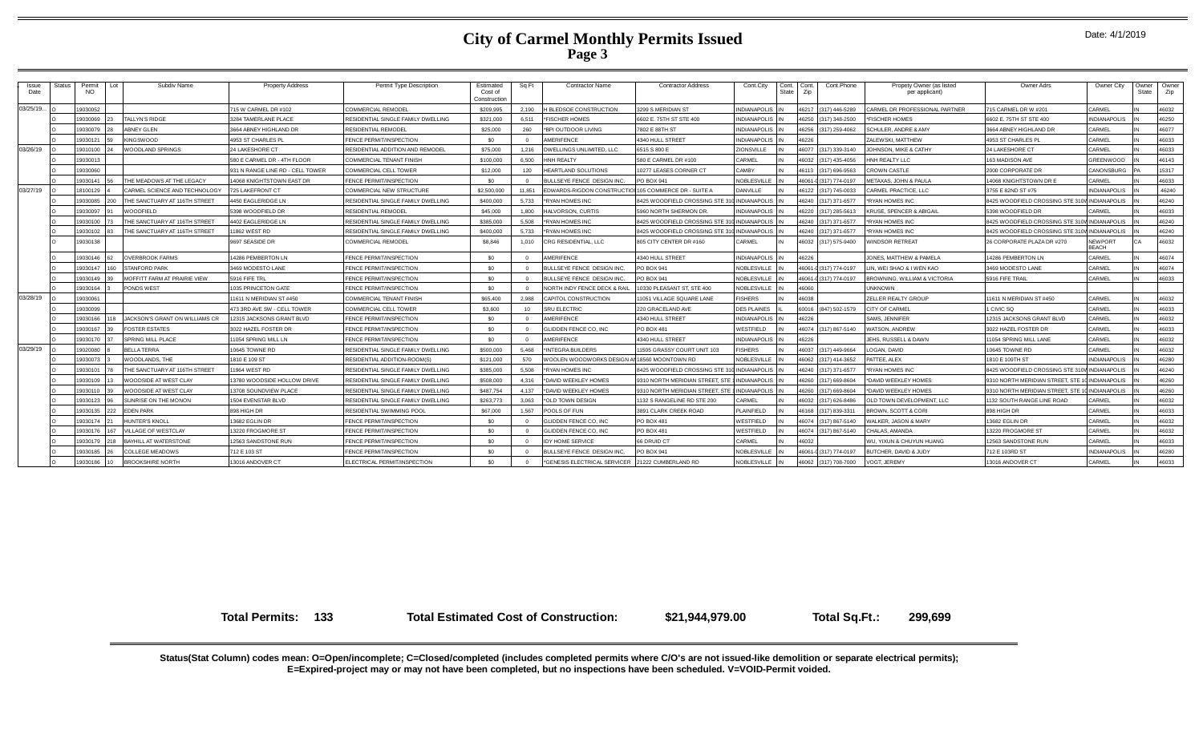# City of Carmel Monthly Permits Issued

## Page 3

Date: 4/1/2019

| Issue Date | Status | Permit NO | Lot | Subdiv Name | Property Address | Permit Type Description | Estimated Cost of Construction | Sq Ft | Contractor Name | Contractor Address | Cont.City | Cont. State | Cont. Zip | Cont.Phone | Propety Owner (as listed per applicant) | Owner Adrs | Owner City | Owner State | Owner Zip |
|---|---|---|---|---|---|---|---|---|---|---|---|---|---|---|---|---|---|---|---|
| 03/25/19... | O | 19030052 | | | 715 W CARMEL DR #102 | COMMERCIAL REMODEL | $209,995 | 2,190 | H BLEDSOE CONSTRUCTION | 3299 S MERIDIAN ST | INDIANAPOLIS | IN | 46217 | (317) 446-5289 | CARMEL DR PROFESSIONAL PARTNER | 715 CARMEL DR W #201 | CARMEL | IN | 46032 |
| | O | 19030069 | 23 | TALLYN'S RIDGE | 3284 TAMERLANE PLACE | RESIDENTIAL SINGLE FAMILY DWELLING | $321,000 | 6,511 | *FISCHER HOMES | 6602 E. 75TH ST STE 400 | INDIANAPOLIS | IN | 46250 | (317) 348-2500 | *FISCHER HOMES | 6602 E. 75TH ST STE 400 | INDIANAPOLIS | IN | 46250 |
| | O | 19030079 | 28 | ABNEY GLEN | 3664 ABNEY HIGHLAND DR | RESIDENTIAL REMODEL | $25,000 | 260 | *BPI OUTDOOR LIVING | 7802 E 88TH ST | INDIANAPOLIS | IN | 46256 | (317) 259-4062 | SCHULER, ANDRE & AMY | 3664 ABNEY HIGHLAND DR | CARMEL | IN | 46077 |
| | O | 19030121 | 59 | KINGSWOOD | 4953 ST CHARLES PL | FENCE PERMIT/INSPECTION | $0 | 0 | AMERIFENCE | 4340 HULL STREET | INDIANAPOLIS | IN | 46226 | | ZALEWSKI, MATTHEW | 4953 ST CHARLES PL | CARMEL | IN | 46033 |
| 03/26/19 | O | 19010100 | 24 | WOODLAND SPRINGS | 24 LAKESHORE CT | RESIDENTIAL ADDITION AND REMODEL | $75,000 | 1,216 | DWELLINGS UNLIMITED, LLC | 6515 S 800 E | ZIONSVILLE | IN | 46077 | (317) 339-3140 | JOHNSON, MIKE & CATHY | 24 LAKESHORE CT | CARMEL | IN | 46033 |
| | O | 19030013 | | | 580 E CARMEL DR - 4TH FLOOR | COMMERCIAL TENANT FINISH | $100,000 | 6,500 | HNH REALTY | 580 E CARMEL DR #100 | CARMEL | IN | 46032 | (317) 435-4056 | HNH REALTY LLC | 163 MADISON AVE | GREENWOOD | IN | 46143 |
| | O | 19030060 | | | 931 N RANGE LINE RD - CELL TOWER | COMMERCIAL CELL TOWER | $12,000 | 120 | HEARTLAND SOLUTIONS | 10277 LEASES CORNER CT | CAMBY | IN | 46113 | (317) 696-9563 | CROWN CASTLE | 2000 CORPORATE DR | CANONSBURG | PA | 15317 |
| | O | 19030141 | 56 | THE MEADOWS AT THE LEGACY | 14068 KNIGHTSTOWN EAST DR | FENCE PERMIT/INSPECTION | $0 | 0 | BULLSEYE FENCE DESIGN INC. | PO BOX 941 | NOBLESVILLE | IN | 46061-0 | (317) 774-0197 | METAXAS, JOHN & PAULA | 14068 KNIGHTSTOWN DR E | CARMEL | IN | 46033 |
| 03/27/19 | O | 18100129 | 4 | CARMEL SCIENCE AND TECHNOLOGY | 725 LAKEFRONT CT | COMMERCIAL NEW STRUCTURE | $2,500,000 | 11,851 | EDWARDS-RIGDON CONSTRUCTION | 105 COMMERCE DR - SUITE A | DANVILLE | IN | 46122 | (317) 745-0033 | CARMEL PRACTICE, LLC | 3755 E 82ND ST #75 | INDIANAPOLIS | IN | 46240 |
| | O | 19030085 | 200 | THE SANCTUARY AT 116TH STREET | 4450 EAGLERIDGE LN | RESIDENTIAL SINGLE FAMILY DWELLING | $400,000 | 5,733 | *RYAN HOMES INC | 8425 WOODFIELD CROSSING STE 310 | INDIANAPOLIS | IN | 46240 | (317) 371-6577 | *RYAN HOMES INC | 8425 WOODFIELD CROSSING STE 310W | INDIANAPOLIS | IN | 46240 |
| | O | 19030097 | 91 | WOODFIELD | 5398 WOODFIELD DR | RESIDENTIAL REMODEL | $45,000 | 1,800 | HALVORSON, CURTIS | 5960 NORTH SHERMON DR. | INDIANAPOLIS | IN | 46220 | (317) 285-5613 | KRUSE, SPENCER & ABIGAIL | 5398 WOODFIELD DR | CARMEL | IN | 46033 |
| | O | 19030100 | 73 | THE SANCTUARY AT 116TH STREET | 4402 EAGLERIDGE LN | RESIDENTIAL SINGLE FAMILY DWELLING | $385,000 | 5,508 | *RYAN HOMES INC | 8425 WOODFIELD CROSSING STE 310 | INDIANAPOLIS | IN | 46240 | (317) 371-6577 | *RYAN HOMES INC | 8425 WOODFIELD CROSSING STE 310W | INDIANAPOLIS | IN | 46240 |
| | O | 19030102 | 83 | THE SANCTUARY AT 116TH STREET | 11862 WEST RD | RESIDENTIAL SINGLE FAMILY DWELLING | $400,000 | 5,733 | *RYAN HOMES INC | 8425 WOODFIELD CROSSING STE 310 | INDIANAPOLIS | IN | 46240 | (317) 371-6577 | *RYAN HOMES INC | 8425 WOODFIELD CROSSING STE 310W | INDIANAPOLIS | IN | 46240 |
| | O | 19030138 | | | 9697 SEASIDE DR | COMMERCIAL REMODEL | $8,846 | 1,010 | CRG RESIDENTIAL, LLC | 805 CITY CENTER DR #160 | CARMEL | IN | 46032 | (317) 575-9400 | WINDSOR RETREAT | 26 CORPORATE PLAZA DR #270 | NEWPORT BEACH | CA | 46032 |
| | O | 19030146 | 62 | OVERBROOK FARMS | 14286 PEMBERTON LN | FENCE PERMIT/INSPECTION | $0 | 0 | AMERIFENCE | 4340 HULL STREET | INDIANAPOLIS | IN | 46226 | | JONES, MATTHEW & PAMELA | 14286 PEMBERTON LN | CARMEL | IN | 46074 |
| | O | 19030147 | 160 | STANFORD PARK | 3469 MODESTO LANE | FENCE PERMIT/INSPECTION | $0 | 0 | BULLSEYE FENCE DESIGN INC. | PO BOX 941 | NOBLESVILLE | IN | 46061-0 | (317) 774-0197 | LIN, WEI SHAO & I WEN KAO | 3469 MODESTO LANE | CARMEL | IN | 46074 |
| | O | 19030149 | 39 | MOFFITT FARM AT PRAIRIE VIEW | 5916 FIFE TRL | FENCE PERMIT/INSPECTION | $0 | 0 | BULLSEYE FENCE DESIGN INC. | PO BOX 941 | NOBLESVILLE | IN | 46061-0 | (317) 774-0197 | BROWNING, WILLIAM & VICTORIA | 5916 FIFE TRAIL | CARMEL | IN | 46033 |
| | O | 19030164 | 3 | PONDS WEST | 1035 PRINCETON GATE | FENCE PERMIT/INSPECTION | $0 | 0 | NORTH INDY FENCE DECK & RAIL | 10330 PLEASANT ST, STE 400 | NOBLESVILLE | IN | 46060 | | UNKNOWN | | | | |
| 03/28/19 | O | 19030061 | | | 11611 N MERIDIAN ST #450 | COMMERCIAL TENANT FINISH | $65,400 | 2,988 | CAPITOL CONSTRUCTION | 11051 VILLAGE SQUARE LANE | FISHERS | IN | 46038 | | ZELLER REALTY GROUP | 11611 N MERIDIAN ST #450 | CARMEL | IN | 46032 |
| | O | 19030099 | | | 473 3RD AVE SW - CELL TOWER | COMMERCIAL CELL TOWER | $3,600 | 10 | SRU ELECTRIC | 220 GRACELAND AVE | DES PLAINES | IL | 60016 | (847) 502-1579 | CITY OF CARMEL | 1 CIVIC SQ | CARMEL | IN | 46033 |
| | O | 19030166 | 118 | JACKSON'S GRANT ON WILLIAMS CR | 12315 JACKSONS GRANT BLVD | FENCE PERMIT/INSPECTION | $0 | 0 | AMERIFENCE | 4340 HULL STREET | INDIANAPOLIS | IN | 46226 | | SAMS, JENNIFER | 12315 JACKSONS GRANT BLVD | CARMEL | IN | 46032 |
| | O | 19030167 | 39 | FOSTER ESTATES | 3022 HAZEL FOSTER DR | FENCE PERMIT/INSPECTION | $0 | 0 | GLIDDEN FENCE CO, INC | PO BOX 481 | WESTFIELD | IN | 46074 | (317) 867-5140 | WATSON, ANDREW | 3022 HAZEL FOSTER DR | CARMEL | IN | 46033 |
| | O | 19030170 | 37 | SPRING MILL PLACE | 11054 SPRING MILL LN | FENCE PERMIT/INSPECTION | $0 | 0 | AMERIFENCE | 4340 HULL STREET | INDIANAPOLIS | IN | 46226 | | JEHS, RUSSELL & DAWN | 11054 SPRING MILL LANE | CARMEL | IN | 46032 |
| 03/29/19 | O | 19020080 | 8 | BELLA TERRA | 10645 TOWNE RD | RESIDENTIAL SINGLE FAMILY DWELLING | $500,000 | 5,468 | *INTEGRA BUILDERS | 11505 GRASSY COURT UNIT 103 | FISHERS | IN | 46037 | (317) 449-9664 | LOGAN, DAVID | 10645 TOWNE RD | CARMEL | IN | 46032 |
| | O | 19030073 | 3 | WOODLANDS, THE | 1810 E 109 ST | RESIDENTIAL ADDITION-ROOM(S) | $121,000 | 570 | WOOLEN WOODWORKS DESIGN A | 18560 MOONTOWN RD | NOBLESVILLE | IN | 46062 | (317) 414-3652 | PATTEE, ALEX | 1810 E 109TH ST | INDIANAPOLIS | IN | 46280 |
| | O | 19030101 | 78 | THE SANCTUARY AT 116TH STREET | 11964 WEST RD | RESIDENTIAL SINGLE FAMILY DWELLING | $385,000 | 5,508 | *RYAN HOMES INC | 8425 WOODFIELD CROSSING STE 310 | INDIANAPOLIS | IN | 46240 | (317) 371-6577 | *RYAN HOMES INC | 8425 WOODFIELD CROSSING STE 310W | INDIANAPOLIS | IN | 46240 |
| | O | 19030109 | 13 | WOODSIDE AT WEST CLAY | 13780 WOODSIDE HOLLOW DRIVE | RESIDENTIAL SINGLE FAMILY DWELLING | $508,000 | 4,316 | *DAVID WEEKLEY HOMES | 9310 NORTH MERIDIAN STREET, STE 1 | INDIANAPOLIS | IN | 46260 | (317) 669-8604 | *DAVID WEEKLEY HOMES | 9310 NORTH MERIDIAN STREET, STE 10 | INDIANAPOLIS | IN | 46260 |
| | O | 19030110 | 39 | WOODSIDE AT WEST CLAY | 13708 SOUNDVIEW PLACE | RESIDENTIAL SINGLE FAMILY DWELLING | $487,754 | 4,137 | *DAVID WEEKLEY HOMES | 9310 NORTH MERIDIAN STREET, STE 1 | INDIANAPOLIS | IN | 46260 | (317) 669-8604 | *DAVID WEEKLEY HOMES | 9310 NORTH MERIDIAN STREET, STE 10 | INDIANAPOLIS | IN | 46260 |
| | O | 19030123 | 96 | SUNRISE ON THE MONON | 1504 EVENSTAR BLVD | RESIDENTIAL SINGLE FAMILY DWELLING | $263,773 | 3,063 | *OLD TOWN DESIGN | 1132 S RANGELINE RD STE 200 | CARMEL | IN | 46032 | (317) 626-8486 | OLD TOWN DEVELOPMENT, LLC | 1132 SOUTH RANGE LINE ROAD | CARMEL | IN | 46032 |
| | O | 19030135 | 222 | EDEN PARK | 898 HIGH DR | RESIDENTIAL SWIMMING POOL | $67,000 | 1,567 | POOLS OF FUN | 3891 CLARK CREEK ROAD | PLAINFIELD | IN | 46168 | (317) 839-3311 | BROWN, SCOTT & CORI | 898 HIGH DR | CARMEL | IN | 46033 |
| | O | 19030174 | 21 | HUNTER'S KNOLL | 13682 EGLIN DR | FENCE PERMIT/INSPECTION | $0 | 0 | GLIDDEN FENCE CO, INC | PO BOX 481 | WESTFIELD | IN | 46074 | (317) 867-5140 | WALKER, JASON & MARY | 13682 EGLIN DR | CARMEL | IN | 46032 |
| | O | 19030176 | 167 | VILLAGE OF WESTCLAY | 13220 FROGMORE ST | FENCE PERMIT/INSPECTION | $0 | 0 | GLIDDEN FENCE CO, INC | PO BOX 481 | WESTFIELD | IN | 46074 | (317) 867-5140 | CHALAS, AMANDA | 13220 FROGMORE ST | CARMEL | IN | 46032 |
| | O | 19030179 | 218 | BAYHILL AT WATERSTONE | 12563 SANDSTONE RUN | FENCE PERMIT/INSPECTION | $0 | 0 | IDY HOME SERVICE | 66 DRUID CT | CARMEL | IN | 46032 | | WU, YIXUN & CHUYUN HUANG | 12563 SANDSTONE RUN | CARMEL | IN | 46033 |
| | O | 19030185 | 26 | COLLEGE MEADOWS | 712 E 103 ST | FENCE PERMIT/INSPECTION | $0 | 0 | BULLSEYE FENCE DESIGN INC. | PO BOX 941 | NOBLESVILLE | IN | 46061-0 | (317) 774-0197 | BUTCHER, DAVID & JUDY | 712 E 103RD ST | INDIANAPOLIS | IN | 46280 |
| | O | 19030186 | 10 | BROOKSHIRE NORTH | 13016 ANDOVER CT | ELECTRICAL PERMIT/INSPECTION | $0 | 0 | *GENESIS ELECTRICAL SERVICER | 21222 CUMBERLAND RD | NOBLESVILLE | IN | 46062 | (317) 708-7000 | VOGT, JEREMY | 13016 ANDOVER CT | CARMEL | IN | 46033 |

**Total Permits: 133** **Total Estimated Cost of Construction: $21,944,979.00** **Total Sq.Ft.: 299,699**

**Status(Stat Column) codes mean: O=Open/incomplete; C=Closed/completed (includes completed permits where C/O's are not issued-like demolition or separate electrical permits); E=Expired-project may or may not have been completed, but no inspections have been scheduled. V=VOID-Permit voided.**